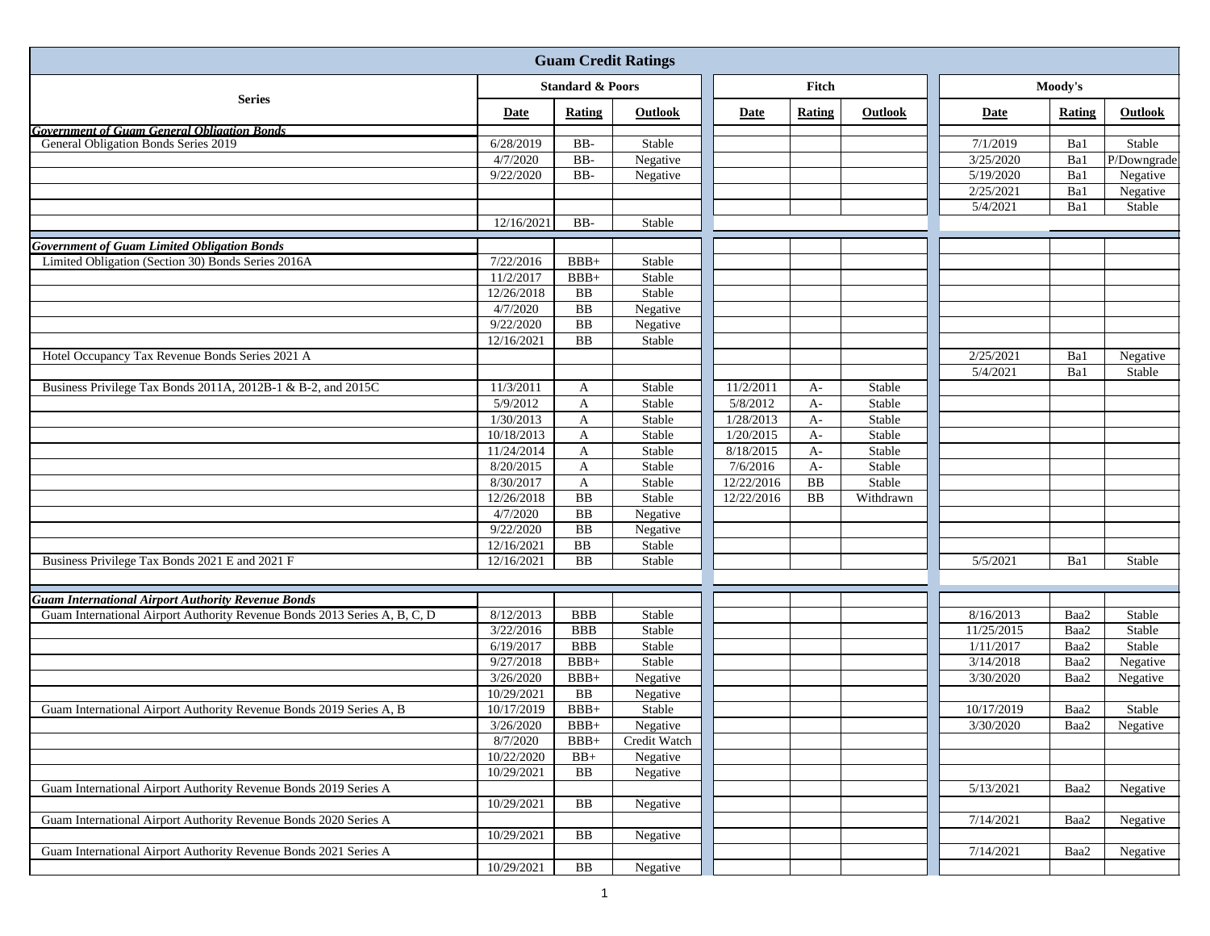# Guam Credit Ratings

| Series | Standard & Poors | | | Fitch | | | Moody's | | |
|---|---|---|---|---|---|---|---|---|---|
| | **Date** | **Rating** | **Outlook** | **Date** | **Rating** | **Outlook** | **Date** | **Rating** | **Outlook** |
| ***Government of Guam General Obligation Bonds*** | | | | | | | | | |
| General Obligation Bonds Series 2019 | 6/28/2019 | BB- | Stable | | | | 7/1/2019 | Ba1 | Stable |
| | 4/7/2020 | BB- | Negative | | | | 3/25/2020 | Ba1 | P/Downgrade |
| | 9/22/2020 | BB- | Negative | | | | 5/19/2020 | Ba1 | Negative |
| | | | | | | | 2/25/2021 | Ba1 | Negative |
| | | | | | | | 5/4/2021 | Ba1 | Stable |
| | 12/16/2021 | BB- | Stable | | | | | | |
| ***Government of Guam Limited Obligation Bonds*** | | | | | | | | | |
| Limited Obligation (Section 30) Bonds Series 2016A | 7/22/2016 | BBB+ | Stable | | | | | | |
| | 11/2/2017 | BBB+ | Stable | | | | | | |
| | 12/26/2018 | BB | Stable | | | | | | |
| | 4/7/2020 | BB | Negative | | | | | | |
| | 9/22/2020 | BB | Negative | | | | | | |
| | 12/16/2021 | BB | Stable | | | | | | |
| Hotel Occupancy Tax Revenue Bonds Series 2021 A | | | | | | | 2/25/2021 | Ba1 | Negative |
| | | | | | | | 5/4/2021 | Ba1 | Stable |
| Business Privilege Tax Bonds 2011A, 2012B-1 & B-2, and 2015C | 11/3/2011 | A | Stable | 11/2/2011 | A- | Stable | | | |
| | 5/9/2012 | A | Stable | 5/8/2012 | A- | Stable | | | |
| | 1/30/2013 | A | Stable | 1/28/2013 | A- | Stable | | | |
| | 10/18/2013 | A | Stable | 1/20/2015 | A- | Stable | | | |
| | 11/24/2014 | A | Stable | 8/18/2015 | A- | Stable | | | |
| | 8/20/2015 | A | Stable | 7/6/2016 | A- | Stable | | | |
| | 8/30/2017 | A | Stable | 12/22/2016 | BB | Stable | | | |
| | 12/26/2018 | BB | Stable | 12/22/2016 | BB | Withdrawn | | | |
| | 4/7/2020 | BB | Negative | | | | | | |
| | 9/22/2020 | BB | Negative | | | | | | |
| | 12/16/2021 | BB | Stable | | | | | | |
| Business Privilege Tax Bonds 2021 E and 2021 F | 12/16/2021 | BB | Stable | | | | 5/5/2021 | Ba1 | Stable |
| ***Guam International Airport Authority Revenue Bonds*** | | | | | | | | | |
| Guam International Airport Authority Revenue Bonds 2013 Series A, B, C, D | 8/12/2013 | BBB | Stable | | | | 8/16/2013 | Baa2 | Stable |
| | 3/22/2016 | BBB | Stable | | | | 11/25/2015 | Baa2 | Stable |
| | 6/19/2017 | BBB | Stable | | | | 1/11/2017 | Baa2 | Stable |
| | 9/27/2018 | BBB+ | Stable | | | | 3/14/2018 | Baa2 | Negative |
| | 3/26/2020 | BBB+ | Negative | | | | 3/30/2020 | Baa2 | Negative |
| | 10/29/2021 | BB | Negative | | | | | | |
| Guam International Airport Authority Revenue Bonds 2019 Series A, B | 10/17/2019 | BBB+ | Stable | | | | 10/17/2019 | Baa2 | Stable |
| | 3/26/2020 | BBB+ | Negative | | | | 3/30/2020 | Baa2 | Negative |
| | 8/7/2020 | BBB+ | Credit Watch | | | | | | |
| | 10/22/2020 | BB+ | Negative | | | | | | |
| | 10/29/2021 | BB | Negative | | | | | | |
| Guam International Airport Authority Revenue Bonds 2019 Series A | | | | | | | 5/13/2021 | Baa2 | Negative |
| | 10/29/2021 | BB | Negative | | | | | | |
| Guam International Airport Authority Revenue Bonds 2020 Series A | | | | | | | 7/14/2021 | Baa2 | Negative |
| | 10/29/2021 | BB | Negative | | | | | | |
| Guam International Airport Authority Revenue Bonds 2021 Series A | | | | | | | 7/14/2021 | Baa2 | Negative |
| | 10/29/2021 | BB | Negative | | | | | | |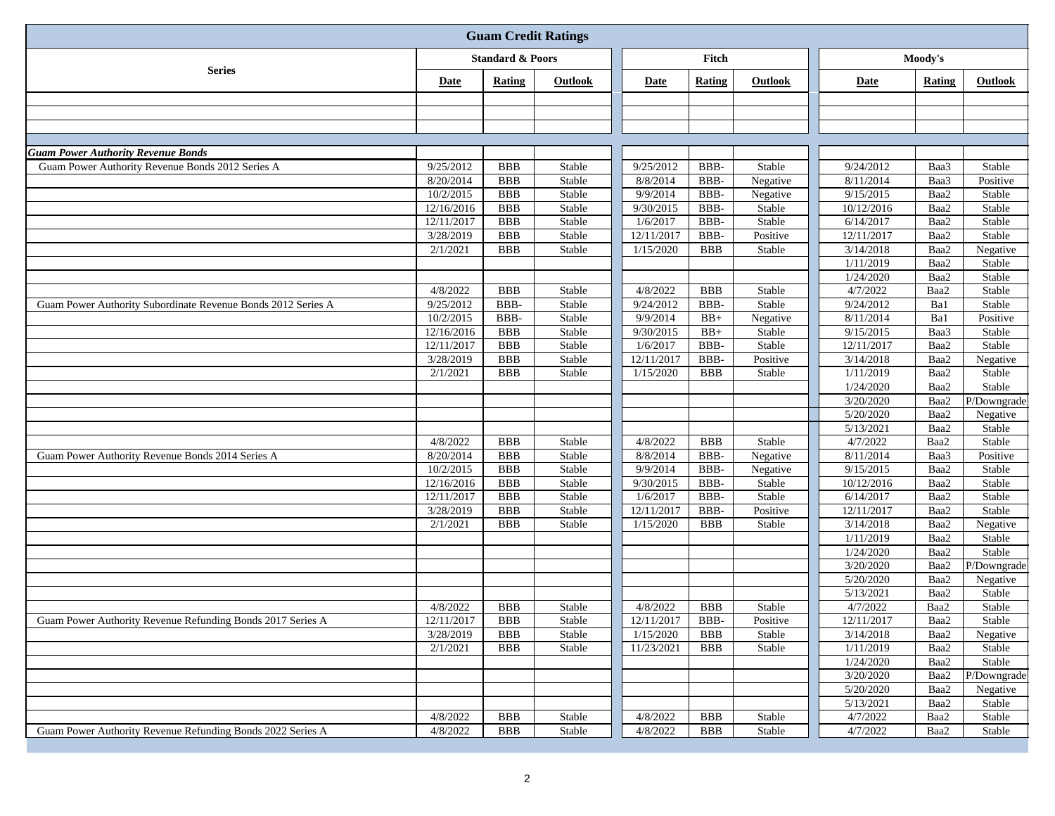# Guam Credit Ratings

| Series | Standard & Poors | | | Fitch | | | Moody's | | |
|---|---|---|---|---|---|---|---|---|---|
| | **Date** | **Rating** | **Outlook** | **Date** | **Rating** | **Outlook** | **Date** | **Rating** | **Outlook** |
| | | | | | | | | | |
| | | | | | | | | | |
| | | | | | | | | | |
| ***Guam Power Authority Revenue Bonds*** | | | | | | | | | |
| Guam Power Authority Revenue Bonds 2012 Series A | 9/25/2012 | BBB | Stable | 9/25/2012 | BBB- | Stable | 9/24/2012 | Baa3 | Stable |
| | 8/20/2014 | BBB | Stable | 8/8/2014 | BBB- | Negative | 8/11/2014 | Baa3 | Positive |
| | 10/2/2015 | BBB | Stable | 9/9/2014 | BBB- | Negative | 9/15/2015 | Baa2 | Stable |
| | 12/16/2016 | BBB | Stable | 9/30/2015 | BBB- | Stable | 10/12/2016 | Baa2 | Stable |
| | 12/11/2017 | BBB | Stable | 1/6/2017 | BBB- | Stable | 6/14/2017 | Baa2 | Stable |
| | 3/28/2019 | BBB | Stable | 12/11/2017 | BBB- | Positive | 12/11/2017 | Baa2 | Stable |
| | 2/1/2021 | BBB | Stable | 1/15/2020 | BBB | Stable | 3/14/2018 | Baa2 | Negative |
| | | | | | | | 1/11/2019 | Baa2 | Stable |
| | | | | | | | 1/24/2020 | Baa2 | Stable |
| | 4/8/2022 | BBB | Stable | 4/8/2022 | BBB | Stable | 4/7/2022 | Baa2 | Stable |
| Guam Power Authority Subordinate Revenue Bonds 2012 Series A | 9/25/2012 | BBB- | Stable | 9/24/2012 | BBB- | Stable | 9/24/2012 | Ba1 | Stable |
| | 10/2/2015 | BBB- | Stable | 9/9/2014 | BB+ | Negative | 8/11/2014 | Ba1 | Positive |
| | 12/16/2016 | BBB | Stable | 9/30/2015 | BB+ | Stable | 9/15/2015 | Baa3 | Stable |
| | 12/11/2017 | BBB | Stable | 1/6/2017 | BBB- | Stable | 12/11/2017 | Baa2 | Stable |
| | 3/28/2019 | BBB | Stable | 12/11/2017 | BBB- | Positive | 3/14/2018 | Baa2 | Negative |
| | 2/1/2021 | BBB | Stable | 1/15/2020 | BBB | Stable | 1/11/2019 | Baa2 | Stable |
| | | | | | | | 1/24/2020 | Baa2 | Stable |
| | | | | | | | 3/20/2020 | Baa2 | P/Downgrade |
| | | | | | | | 5/20/2020 | Baa2 | Negative |
| | | | | | | | 5/13/2021 | Baa2 | Stable |
| | 4/8/2022 | BBB | Stable | 4/8/2022 | BBB | Stable | 4/7/2022 | Baa2 | Stable |
| Guam Power Authority Revenue Bonds 2014 Series A | 8/20/2014 | BBB | Stable | 8/8/2014 | BBB- | Negative | 8/11/2014 | Baa3 | Positive |
| | 10/2/2015 | BBB | Stable | 9/9/2014 | BBB- | Negative | 9/15/2015 | Baa2 | Stable |
| | 12/16/2016 | BBB | Stable | 9/30/2015 | BBB- | Stable | 10/12/2016 | Baa2 | Stable |
| | 12/11/2017 | BBB | Stable | 1/6/2017 | BBB- | Stable | 6/14/2017 | Baa2 | Stable |
| | 3/28/2019 | BBB | Stable | 12/11/2017 | BBB- | Positive | 12/11/2017 | Baa2 | Stable |
| | 2/1/2021 | BBB | Stable | 1/15/2020 | BBB | Stable | 3/14/2018 | Baa2 | Negative |
| | | | | | | | 1/11/2019 | Baa2 | Stable |
| | | | | | | | 1/24/2020 | Baa2 | Stable |
| | | | | | | | 3/20/2020 | Baa2 | P/Downgrade |
| | | | | | | | 5/20/2020 | Baa2 | Negative |
| | | | | | | | 5/13/2021 | Baa2 | Stable |
| | 4/8/2022 | BBB | Stable | 4/8/2022 | BBB | Stable | 4/7/2022 | Baa2 | Stable |
| Guam Power Authority Revenue Refunding Bonds 2017 Series A | 12/11/2017 | BBB | Stable | 12/11/2017 | BBB- | Positive | 12/11/2017 | Baa2 | Stable |
| | 3/28/2019 | BBB | Stable | 1/15/2020 | BBB | Stable | 3/14/2018 | Baa2 | Negative |
| | 2/1/2021 | BBB | Stable | 11/23/2021 | BBB | Stable | 1/11/2019 | Baa2 | Stable |
| | | | | | | | 1/24/2020 | Baa2 | Stable |
| | | | | | | | 3/20/2020 | Baa2 | P/Downgrade |
| | | | | | | | 5/20/2020 | Baa2 | Negative |
| | | | | | | | 5/13/2021 | Baa2 | Stable |
| | 4/8/2022 | BBB | Stable | 4/8/2022 | BBB | Stable | 4/7/2022 | Baa2 | Stable |
| Guam Power Authority Revenue Refunding Bonds 2022 Series A | 4/8/2022 | BBB | Stable | 4/8/2022 | BBB | Stable | 4/7/2022 | Baa2 | Stable |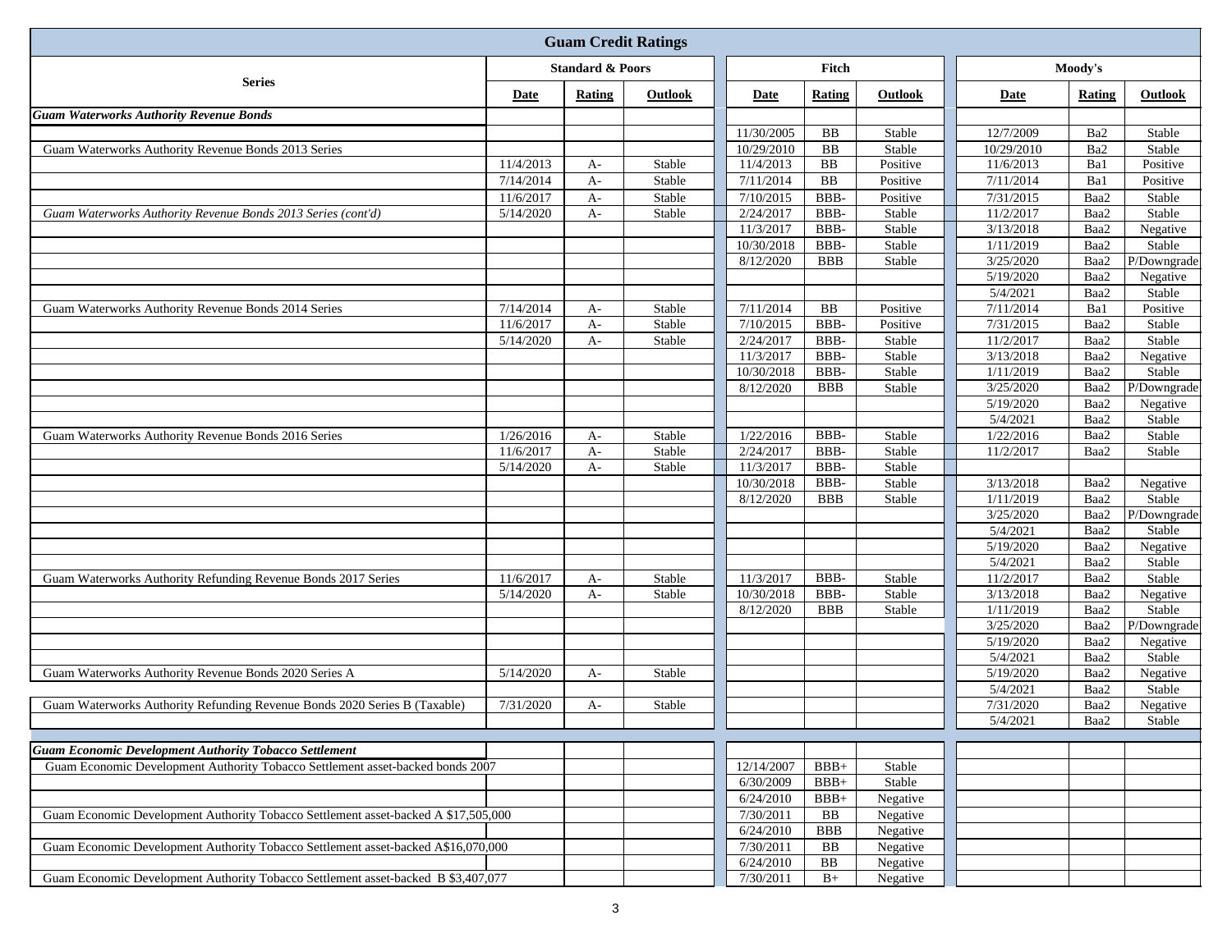# Guam Credit Ratings

| Series | Standard & Poors | | | Fitch | | | Moody's | | |
|---|---|---|---|---|---|---|---|---|---|
| | Date | Rating | Outlook | Date | Rating | Outlook | Date | Rating | Outlook |
| ***Guam Waterworks Authority Revenue Bonds*** | | | | | | | | | |
| | | | | 11/30/2005 | BB | Stable | 12/7/2009 | Ba2 | Stable |
| Guam Waterworks Authority Revenue Bonds 2013 Series | | | | 10/29/2010 | BB | Stable | 10/29/2010 | Ba2 | Stable |
| | 11/4/2013 | A- | Stable | 11/4/2013 | BB | Positive | 11/6/2013 | Ba1 | Positive |
| | 7/14/2014 | A- | Stable | 7/11/2014 | BB | Positive | 7/11/2014 | Ba1 | Positive |
| | 11/6/2017 | A- | Stable | 7/10/2015 | BBB- | Positive | 7/31/2015 | Baa2 | Stable |
| *Guam Waterworks Authority Revenue Bonds 2013 Series (cont'd)* | 5/14/2020 | A- | Stable | 2/24/2017 | BBB- | Stable | 11/2/2017 | Baa2 | Stable |
| | | | | 11/3/2017 | BBB- | Stable | 3/13/2018 | Baa2 | Negative |
| | | | | 10/30/2018 | BBB- | Stable | 1/11/2019 | Baa2 | Stable |
| | | | | 8/12/2020 | BBB | Stable | 3/25/2020 | Baa2 | P/Downgrade |
| | | | | | | | 5/19/2020 | Baa2 | Negative |
| | | | | | | | 5/4/2021 | Baa2 | Stable |
| Guam Waterworks Authority Revenue Bonds 2014 Series | 7/14/2014 | A- | Stable | 7/11/2014 | BB | Positive | 7/11/2014 | Ba1 | Positive |
| | 11/6/2017 | A- | Stable | 7/10/2015 | BBB- | Positive | 7/31/2015 | Baa2 | Stable |
| | 5/14/2020 | A- | Stable | 2/24/2017 | BBB- | Stable | 11/2/2017 | Baa2 | Stable |
| | | | | 11/3/2017 | BBB- | Stable | 3/13/2018 | Baa2 | Negative |
| | | | | 10/30/2018 | BBB- | Stable | 1/11/2019 | Baa2 | Stable |
| | | | | 8/12/2020 | BBB | Stable | 3/25/2020 | Baa2 | P/Downgrade |
| | | | | | | | 5/19/2020 | Baa2 | Negative |
| | | | | | | | 5/4/2021 | Baa2 | Stable |
| Guam Waterworks Authority Revenue Bonds 2016 Series | 1/26/2016 | A- | Stable | 1/22/2016 | BBB- | Stable | 1/22/2016 | Baa2 | Stable |
| | 11/6/2017 | A- | Stable | 2/24/2017 | BBB- | Stable | 11/2/2017 | Baa2 | Stable |
| | 5/14/2020 | A- | Stable | 11/3/2017 | BBB- | Stable | | | |
| | | | | 10/30/2018 | BBB- | Stable | 3/13/2018 | Baa2 | Negative |
| | | | | 8/12/2020 | BBB | Stable | 1/11/2019 | Baa2 | Stable |
| | | | | | | | 3/25/2020 | Baa2 | P/Downgrade |
| | | | | | | | 5/4/2021 | Baa2 | Stable |
| | | | | | | | 5/19/2020 | Baa2 | Negative |
| | | | | | | | 5/4/2021 | Baa2 | Stable |
| Guam Waterworks Authority Refunding Revenue Bonds 2017 Series | 11/6/2017 | A- | Stable | 11/3/2017 | BBB- | Stable | 11/2/2017 | Baa2 | Stable |
| | 5/14/2020 | A- | Stable | 10/30/2018 | BBB- | Stable | 3/13/2018 | Baa2 | Negative |
| | | | | 8/12/2020 | BBB | Stable | 1/11/2019 | Baa2 | Stable |
| | | | | | | | 3/25/2020 | Baa2 | P/Downgrade |
| | | | | | | | 5/19/2020 | Baa2 | Negative |
| | | | | | | | 5/4/2021 | Baa2 | Stable |
| Guam Waterworks Authority Revenue Bonds 2020 Series A | 5/14/2020 | A- | Stable | | | | 5/19/2020 | Baa2 | Negative |
| | | | | | | | 5/4/2021 | Baa2 | Stable |
| Guam Waterworks Authority Refunding Revenue Bonds 2020 Series B (Taxable) | 7/31/2020 | A- | Stable | | | | 7/31/2020 | Baa2 | Negative |
| | | | | | | | 5/4/2021 | Baa2 | Stable |
| ***Guam Economic Development Authority Tobacco Settlement*** | | | | | | | | | |
| Guam Economic Development Authority Tobacco Settlement asset-backed bonds 2007 | | | | 12/14/2007 | BBB+ | Stable | | | |
| | | | | 6/30/2009 | BBB+ | Stable | | | |
| | | | | 6/24/2010 | BBB+ | Negative | | | |
| Guam Economic Development Authority Tobacco Settlement asset-backed A $17,505,000 | | | | 7/30/2011 | BB | Negative | | | |
| | | | | 6/24/2010 | BBB | Negative | | | |
| Guam Economic Development Authority Tobacco Settlement asset-backed A$16,070,000 | | | | 7/30/2011 | BB | Negative | | | |
| | | | | 6/24/2010 | BB | Negative | | | |
| Guam Economic Development Authority Tobacco Settlement asset-backed B $3,407,077 | | | | 7/30/2011 | B+ | Negative | | | |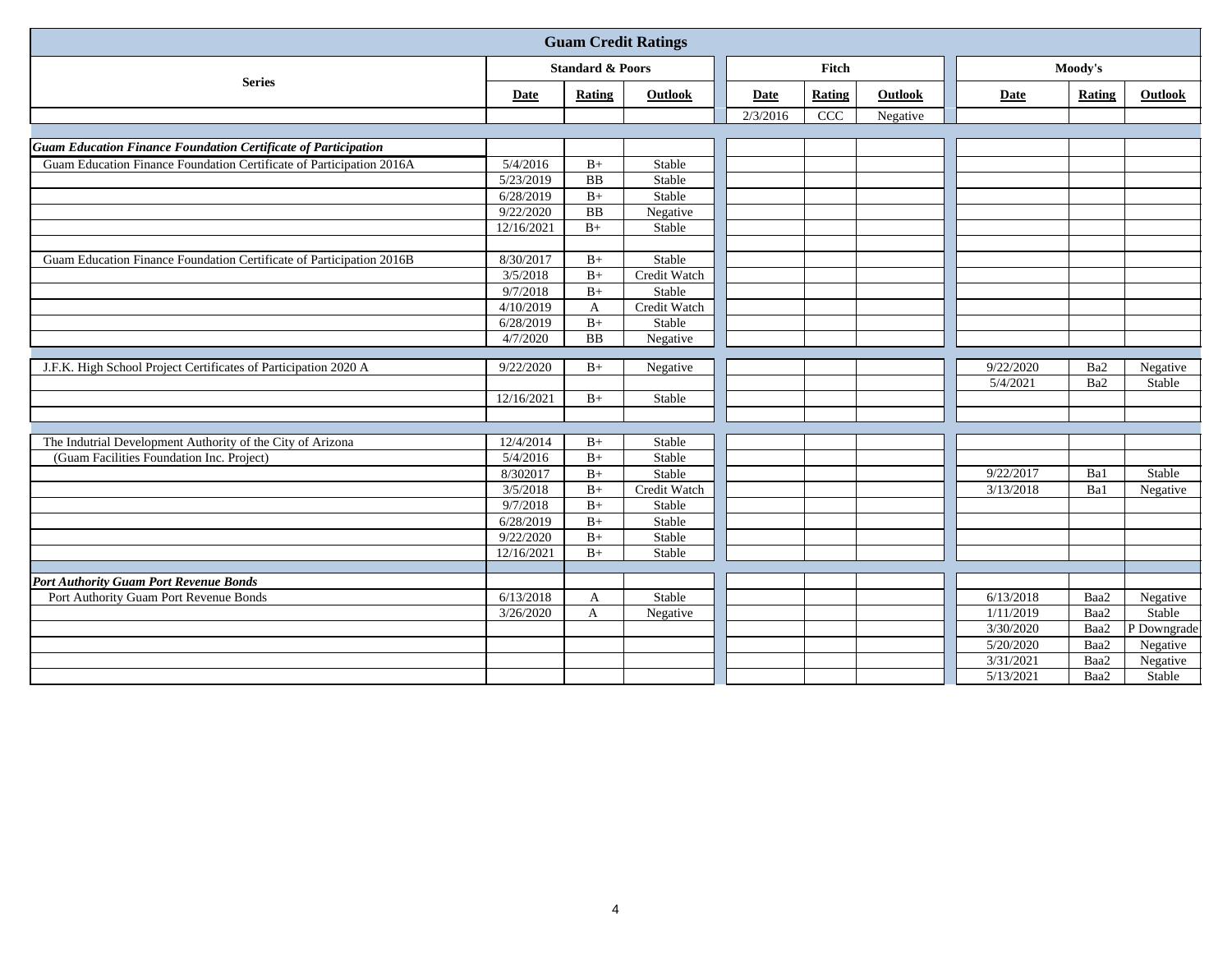## Guam Credit Ratings

| Series | Standard & Poors | | | Fitch | | | Moody's | | |
|---|---|---|---|---|---|---|---|---|---|
| | Date | Rating | Outlook | Date | Rating | Outlook | Date | Rating | Outlook |
| | | | | 2/3/2016 | CCC | Negative | | | |
| ***Guam Education Finance Foundation Certificate of Participation*** | | | | | | | | | |
| Guam Education Finance Foundation Certificate of Participation 2016A | 5/4/2016 | B+ | Stable | | | | | | |
| | 5/23/2019 | BB | Stable | | | | | | |
| | 6/28/2019 | B+ | Stable | | | | | | |
| | 9/22/2020 | BB | Negative | | | | | | |
| | 12/16/2021 | B+ | Stable | | | | | | |
| Guam Education Finance Foundation Certificate of Participation 2016B | 8/30/2017 | B+ | Stable | | | | | | |
| | 3/5/2018 | B+ | Credit Watch | | | | | | |
| | 9/7/2018 | B+ | Stable | | | | | | |
| | 4/10/2019 | A | Credit Watch | | | | | | |
| | 6/28/2019 | B+ | Stable | | | | | | |
| | 4/7/2020 | BB | Negative | | | | | | |
| J.F.K. High School Project Certificates of Participation 2020 A | 9/22/2020 | B+ | Negative | | | | 9/22/2020 | Ba2 | Negative |
| | | | | | | | 5/4/2021 | Ba2 | Stable |
| | 12/16/2021 | B+ | Stable | | | | | | |
| The Indutrial Development Authority of the City of Arizona | 12/4/2014 | B+ | Stable | | | | | | |
| (Guam Facilities Foundation Inc. Project) | 5/4/2016 | B+ | Stable | | | | | | |
| | 8/302017 | B+ | Stable | | | | 9/22/2017 | Ba1 | Stable |
| | 3/5/2018 | B+ | Credit Watch | | | | 3/13/2018 | Ba1 | Negative |
| | 9/7/2018 | B+ | Stable | | | | | | |
| | 6/28/2019 | B+ | Stable | | | | | | |
| | 9/22/2020 | B+ | Stable | | | | | | |
| | 12/16/2021 | B+ | Stable | | | | | | |
| ***Port Authority Guam Port Revenue Bonds*** | | | | | | | | | |
| Port Authority Guam Port Revenue Bonds | 6/13/2018 | A | Stable | | | | 6/13/2018 | Baa2 | Negative |
| | 3/26/2020 | A | Negative | | | | 1/11/2019 | Baa2 | Stable |
| | | | | | | | 3/30/2020 | Baa2 | P Downgrade |
| | | | | | | | 5/20/2020 | Baa2 | Negative |
| | | | | | | | 3/31/2021 | Baa2 | Negative |
| | | | | | | | 5/13/2021 | Baa2 | Stable |